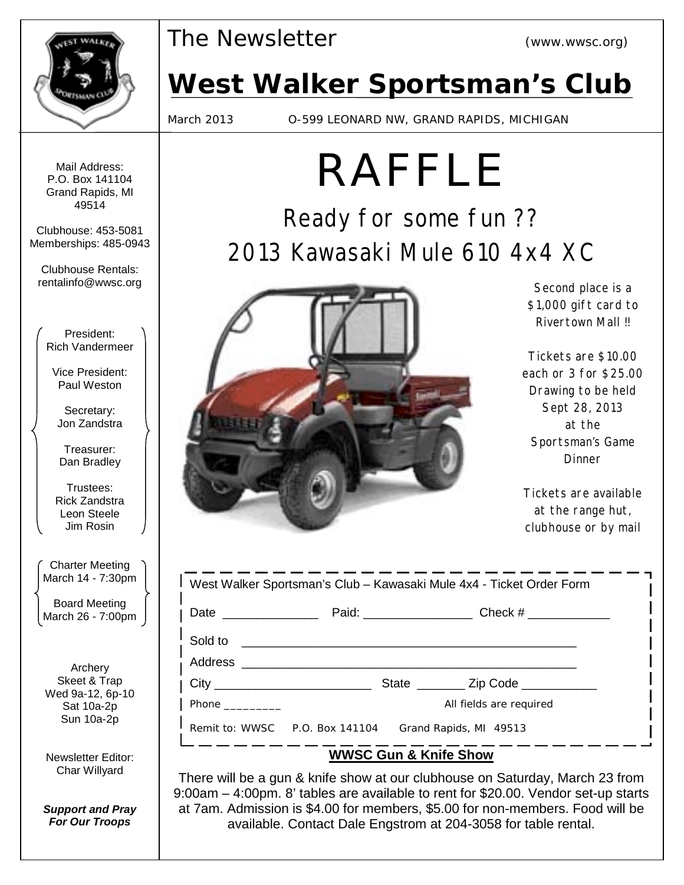The Newsletter (www.wwsc.org)

# West Walker Sportsman's Club

March 2013 O-599 LEONARD NW, GRAND RAPIDS, MICHIGAN

Mail Address:
P.O. Box 141104
Grand Rapids, MI
49514

Clubhouse: 453-5081
Memberships: 485-0943

Clubhouse Rentals:
rentalinfo@wwsc.org

President:
Rich Vandermeer

Vice President:
Paul Weston

Secretary:
Jon Zandstra

Treasurer:
Dan Bradley

Trustees:
Rick Zandstra
Leon Steele
Jim Rosin

Charter Meeting
March 14 - 7:30pm

Board Meeting
March 26 - 7:00pm

Archery
Skeet & Trap
Wed 9a-12, 6p-10
Sat 10a-2p
Sun 10a-2p

Newsletter Editor:
Char Willyard

***Support and Pray For Our Troops***

# RAFFLE

## Ready for some fun ??

## 2013 Kawasaki Mule 610 4x4 XC

Second place is a $1,000 gift card to Rivertown Mall !!

Tickets are $10.00 each or 3 for $25.00
Drawing to be held Sept 28, 2013 at the Sportsman's Game Dinner

Tickets are available at the range hut, clubhouse or by mail

West Walker Sportsman's Club – Kawasaki Mule 4x4 - Ticket Order Form

Date ______________ Paid: ________________ Check # ____________

Sold to ________________________________________________

Address ________________________________________________

City _______________________ State _______ Zip Code ___________

Phone _________ All fields are required

Remit to: WWSC P.O. Box 141104 Grand Rapids, MI 49513

**WWSC Gun & Knife Show**

There will be a gun & knife show at our clubhouse on Saturday, March 23 from 9:00am – 4:00pm. 8' tables are available to rent for $20.00. Vendor set-up starts at 7am. Admission is $4.00 for members, $5.00 for non-members. Food will be available. Contact Dale Engstrom at 204-3058 for table rental.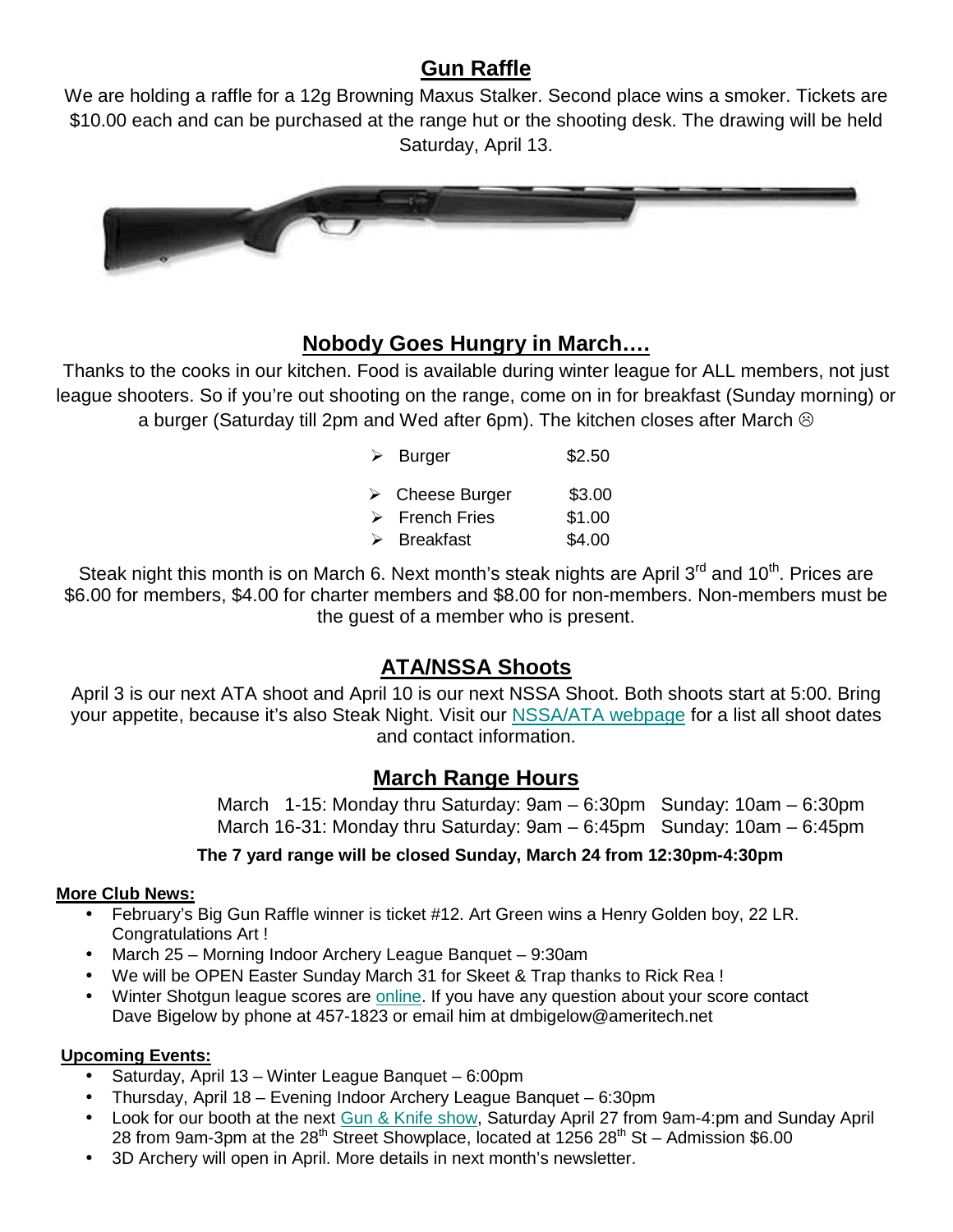## Gun Raffle

We are holding a raffle for a 12g Browning Maxus Stalker. Second place wins a smoker. Tickets are $10.00 each and can be purchased at the range hut or the shooting desk. The drawing will be held Saturday, April 13.

## Nobody Goes Hungry in March….

Thanks to the cooks in our kitchen. Food is available during winter league for ALL members, not just league shooters. So if you're out shooting on the range, come on in for breakfast (Sunday morning) or a burger (Saturday till 2pm and Wed after 6pm). The kitchen closes after March ☹

- Burger $2.50
- Cheese Burger $3.00
- French Fries $1.00
- Breakfast $4.00

Steak night this month is on March 6. Next month's steak nights are April 3rd and 10th. Prices are $6.00 for members, $4.00 for charter members and $8.00 for non-members. Non-members must be the guest of a member who is present.

## ATA/NSSA Shoots

April 3 is our next ATA shoot and April 10 is our next NSSA Shoot. Both shoots start at 5:00. Bring your appetite, because it's also Steak Night. Visit our NSSA/ATA webpage for a list all shoot dates and contact information.

## March Range Hours

March 1-15: Monday thru Saturday: 9am – 6:30pm Sunday: 10am – 6:30pm
March 16-31: Monday thru Saturday: 9am – 6:45pm Sunday: 10am – 6:45pm

**The 7 yard range will be closed Sunday, March 24 from 12:30pm-4:30pm**

### More Club News:

- February's Big Gun Raffle winner is ticket #12. Art Green wins a Henry Golden boy, 22 LR. Congratulations Art !
- March 25 – Morning Indoor Archery League Banquet – 9:30am
- We will be OPEN Easter Sunday March 31 for Skeet & Trap thanks to Rick Rea !
- Winter Shotgun league scores are online. If you have any question about your score contact Dave Bigelow by phone at 457-1823 or email him at dmbigelow@ameritech.net

### Upcoming Events:

- Saturday, April 13 – Winter League Banquet – 6:00pm
- Thursday, April 18 – Evening Indoor Archery League Banquet – 6:30pm
- Look for our booth at the next Gun & Knife show, Saturday April 27 from 9am-4:pm and Sunday April 28 from 9am-3pm at the 28th Street Showplace, located at 1256 28th St – Admission $6.00
- 3D Archery will open in April. More details in next month's newsletter.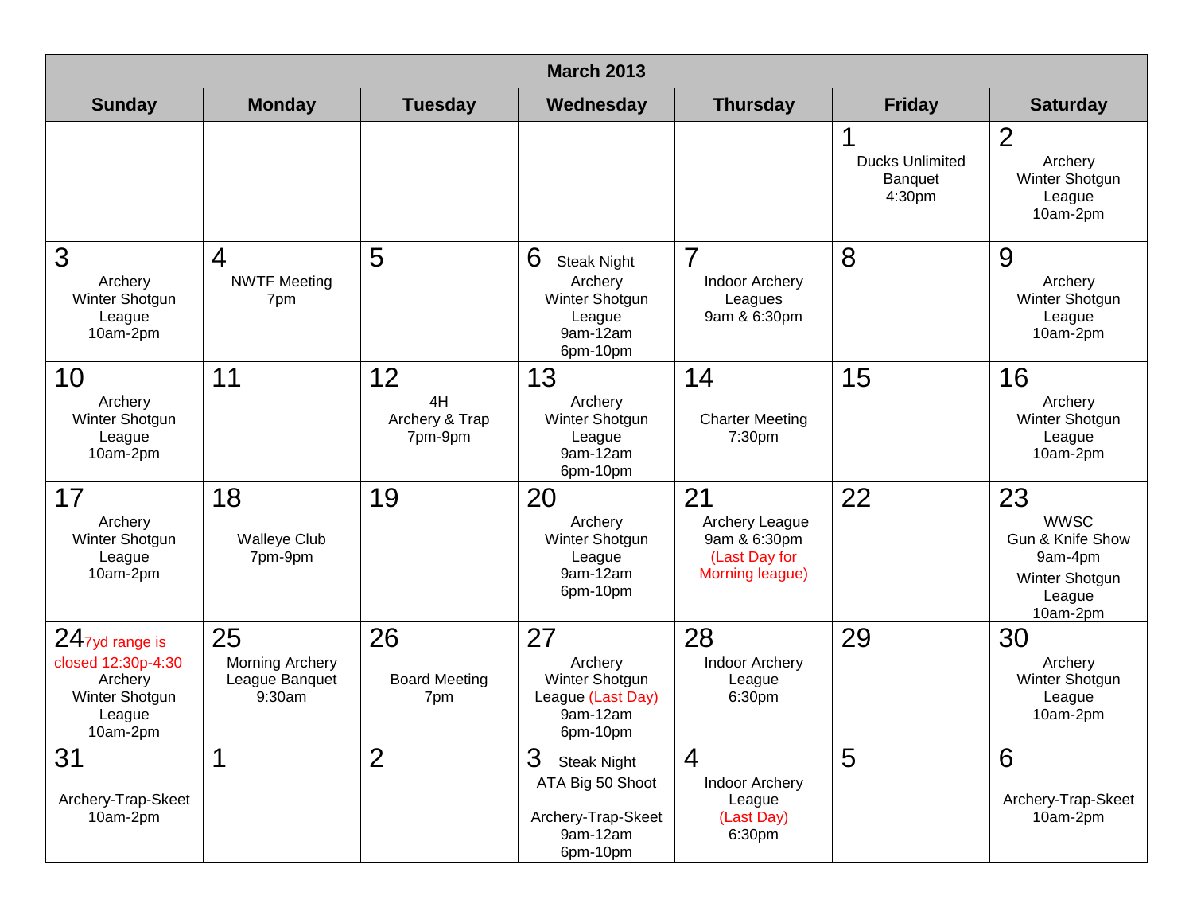| March 2013 | | | | | | |
|---|---|---|---|---|---|---|
| **Sunday** | **Monday** | **Tuesday** | **Wednesday** | **Thursday** | **Friday** | **Saturday** |
| | | | | | 1 Ducks Unlimited Banquet 4:30pm | 2 Archery Winter Shotgun League 10am-2pm |
| 3 Archery Winter Shotgun League 10am-2pm | 4 NWTF Meeting 7pm | 5 | 6 Steak Night Archery Winter Shotgun League 9am-12am 6pm-10pm | 7 Indoor Archery Leagues 9am & 6:30pm | 8 | 9 Archery Winter Shotgun League 10am-2pm |
| 10 Archery Winter Shotgun League 10am-2pm | 11 | 12 4H Archery & Trap 7pm-9pm | 13 Archery Winter Shotgun League 9am-12am 6pm-10pm | 14 Charter Meeting 7:30pm | 15 | 16 Archery Winter Shotgun League 10am-2pm |
| 17 Archery Winter Shotgun League 10am-2pm | 18 Walleye Club 7pm-9pm | 19 | 20 Archery Winter Shotgun League 9am-12am 6pm-10pm | 21 Archery League 9am & 6:30pm (Last Day for Morning league) | 22 | 23 WWSC Gun & Knife Show 9am-4pm Winter Shotgun League 10am-2pm |
| 24 7yd range is closed 12:30p-4:30 Archery Winter Shotgun League 10am-2pm | 25 Morning Archery League Banquet 9:30am | 26 Board Meeting 7pm | 27 Archery Winter Shotgun League (Last Day) 9am-12am 6pm-10pm | 28 Indoor Archery League 6:30pm | 29 | 30 Archery Winter Shotgun League 10am-2pm |
| 31 Archery-Trap-Skeet 10am-2pm | 1 | 2 | 3 Steak Night ATA Big 50 Shoot Archery-Trap-Skeet 9am-12am 6pm-10pm | 4 Indoor Archery League (Last Day) 6:30pm | 5 | 6 Archery-Trap-Skeet 10am-2pm |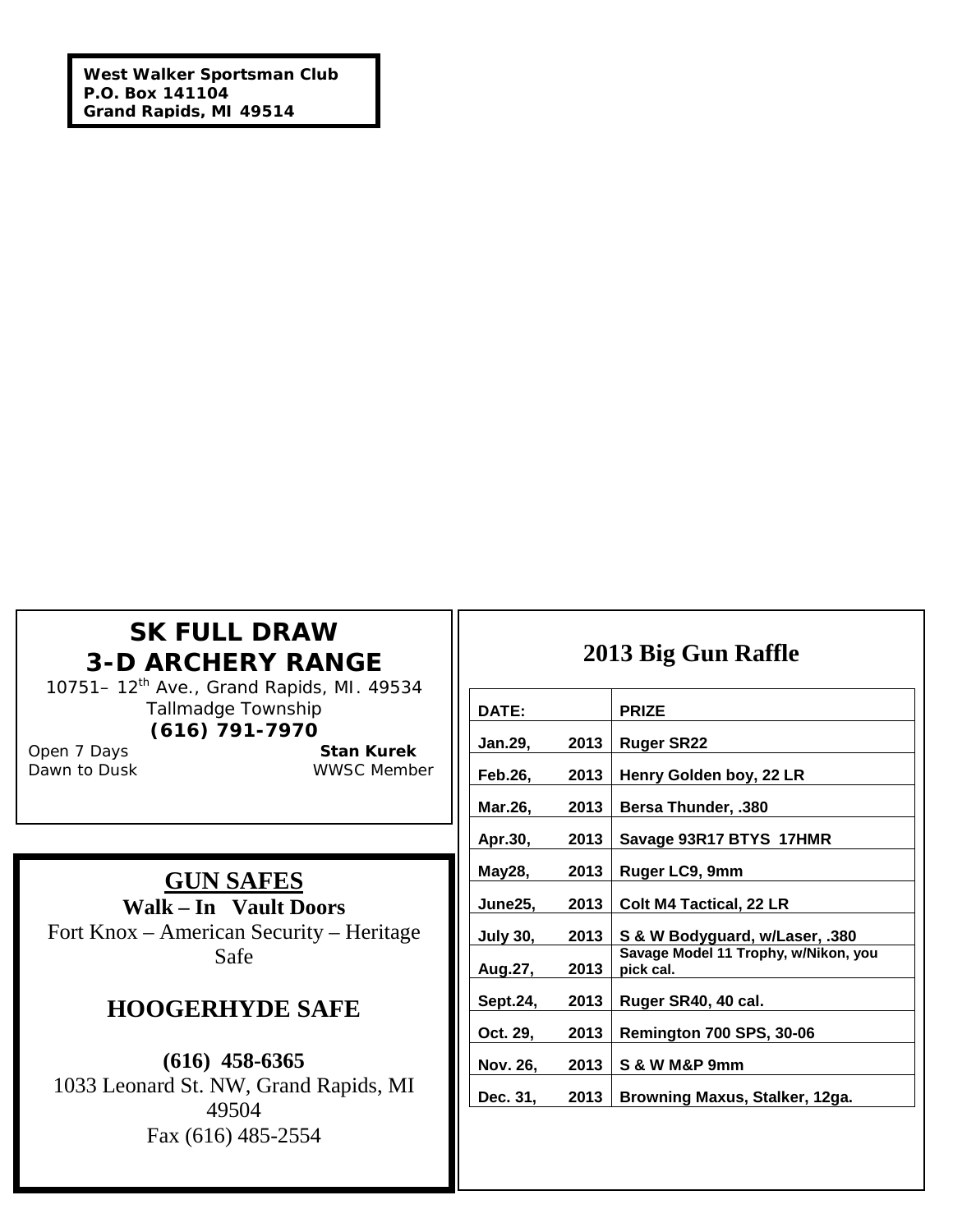**West Walker Sportsman Club**
**P.O. Box 141104**
**Grand Rapids, MI 49514**

## SK FULL DRAW
## 3-D ARCHERY RANGE

10751– 12th Ave., Grand Rapids, MI. 49534
Tallmadge Township
**(616) 791-7970**

Open 7 Days
Dawn to Dusk

**Stan Kurek**
WWSC Member

## GUN SAFES

**Walk – In Vault Doors**

Fort Knox – American Security – Heritage Safe

## HOOGERHYDE SAFE

**(616) 458-6365**
1033 Leonard St. NW, Grand Rapids, MI 49504
Fax (616) 485-2554

## 2013 Big Gun Raffle

| DATE: | | PRIZE |
|---|---|---|
| Jan.29, | 2013 | Ruger SR22 |
| Feb.26, | 2013 | Henry Golden boy, 22 LR |
| Mar.26, | 2013 | Bersa Thunder, .380 |
| Apr.30, | 2013 | Savage 93R17 BTYS 17HMR |
| May28, | 2013 | Ruger LC9, 9mm |
| June25, | 2013 | Colt M4 Tactical, 22 LR |
| July 30, | 2013 | S & W Bodyguard, w/Laser, .380 |
| Aug.27, | 2013 | Savage Model 11 Trophy, w/Nikon, you pick cal. |
| Sept.24, | 2013 | Ruger SR40, 40 cal. |
| Oct. 29, | 2013 | Remington 700 SPS, 30-06 |
| Nov. 26, | 2013 | S & W M&P 9mm |
| Dec. 31, | 2013 | Browning Maxus, Stalker, 12ga. |